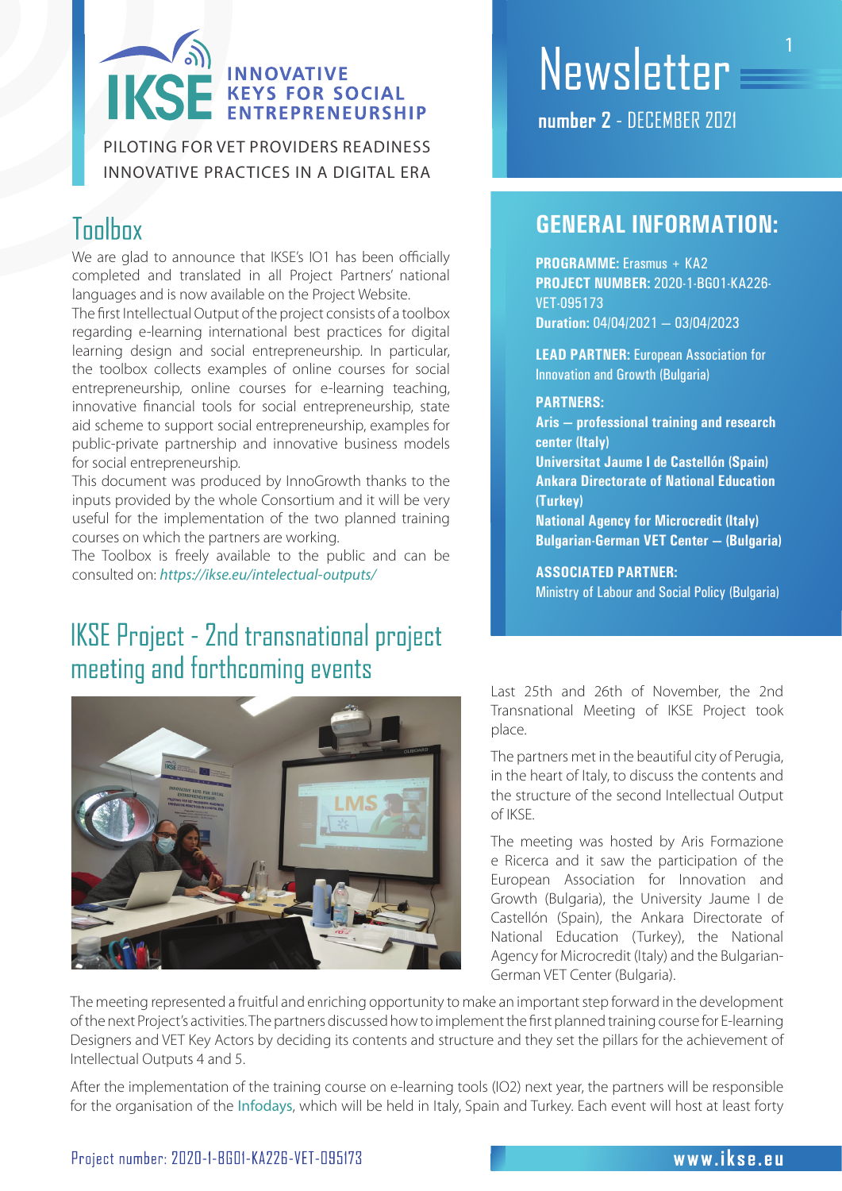# IKSE — INNOVATIVE KEYS FOR SOCIAL ENTREPRENEURSHIP

PILOTING FOR VET PROVIDERS READINESS INNOVATIVE PRACTICES IN A DIGITAL ERA

# Newsletter

**number 2** - DECEMBER 2021

## GENERAL INFORMATION:

**PROGRAMME:** Erasmus + KA2
**PROJECT NUMBER:** 2020-1-BG01-KA226-VET-095173
**Duration:** 04/04/2021 – 03/04/2023

**LEAD PARTNER:** European Association for Innovation and Growth (Bulgaria)

**PARTNERS:**
**Aris – professional training and research center (Italy)**
**Universitat Jaume I de Castellón (Spain)**
**Ankara Directorate of National Education (Turkey)**
**National Agency for Microcredit (Italy)**
**Bulgarian-German VET Center – (Bulgaria)**

**ASSOCIATED PARTNER:**
Ministry of Labour and Social Policy (Bulgaria)

## Toolbox

We are glad to announce that IKSE's IO1 has been officially completed and translated in all Project Partners' national languages and is now available on the Project Website.

The first Intellectual Output of the project consists of a toolbox regarding e-learning international best practices for digital learning design and social entrepreneurship. In particular, the toolbox collects examples of online courses for social entrepreneurship, online courses for e-learning teaching, innovative financial tools for social entrepreneurship, state aid scheme to support social entrepreneurship, examples for public-private partnership and innovative business models for social entrepreneurship.

This document was produced by InnoGrowth thanks to the inputs provided by the whole Consortium and it will be very useful for the implementation of the two planned training courses on which the partners are working.

The Toolbox is freely available to the public and can be consulted on: *https://ikse.eu/intelectual-outputs/*

## IKSE Project - 2nd transnational project meeting and forthcoming events

Last 25th and 26th of November, the 2nd Transnational Meeting of IKSE Project took place.

The partners met in the beautiful city of Perugia, in the heart of Italy, to discuss the contents and the structure of the second Intellectual Output of IKSE.

The meeting was hosted by Aris Formazione e Ricerca and it saw the participation of the European Association for Innovation and Growth (Bulgaria), the University Jaume I de Castellón (Spain), the Ankara Directorate of National Education (Turkey), the National Agency for Microcredit (Italy) and the Bulgarian-German VET Center (Bulgaria).

The meeting represented a fruitful and enriching opportunity to make an important step forward in the development of the next Project's activities. The partners discussed how to implement the first planned training course for E-learning Designers and VET Key Actors by deciding its contents and structure and they set the pillars for the achievement of Intellectual Outputs 4 and 5.

After the implementation of the training course on e-learning tools (IO2) next year, the partners will be responsible for the organisation of the Infodays, which will be held in Italy, Spain and Turkey. Each event will host at least forty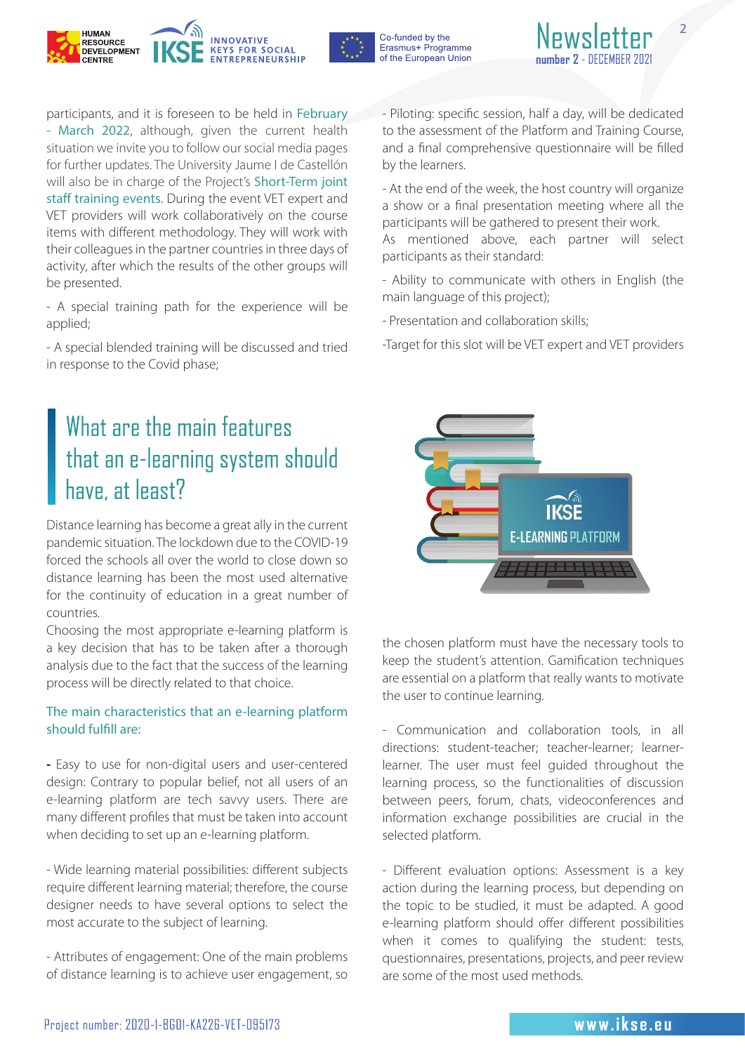participants, and it is foreseen to be held in February - March 2022, although, given the current health situation we invite you to follow our social media pages for further updates. The University Jaume I de Castellón will also be in charge of the Project's Short-Term joint staff training events. During the event VET expert and VET providers will work collaboratively on the course items with different methodology. They will work with their colleagues in the partner countries in three days of activity, after which the results of the other groups will be presented.

- A special training path for the experience will be applied;

- A special blended training will be discussed and tried in response to the Covid phase;

- Piloting: specific session, half a day, will be dedicated to the assessment of the Platform and Training Course, and a final comprehensive questionnaire will be filled by the learners.

- At the end of the week, the host country will organize a show or a final presentation meeting where all the participants will be gathered to present their work.

As mentioned above, each partner will select participants as their standard:

- Ability to communicate with others in English (the main language of this project);

- Presentation and collaboration skills;

-Target for this slot will be VET expert and VET providers

## What are the main features that an e-learning system should have, at least?

Distance learning has become a great ally in the current pandemic situation. The lockdown due to the COVID-19 forced the schools all over the world to close down so distance learning has been the most used alternative for the continuity of education in a great number of countries.

Choosing the most appropriate e-learning platform is a key decision that has to be taken after a thorough analysis due to the fact that the success of the learning process will be directly related to that choice.

### The main characteristics that an e-learning platform should fulfill are:

- Easy to use for non-digital users and user-centered design: Contrary to popular belief, not all users of an e-learning platform are tech savvy users. There are many different profiles that must be taken into account when deciding to set up an e-learning platform.

- Wide learning material possibilities: different subjects require different learning material; therefore, the course designer needs to have several options to select the most accurate to the subject of learning.

- Attributes of engagement: One of the main problems of distance learning is to achieve user engagement, so the chosen platform must have the necessary tools to keep the student's attention. Gamification techniques are essential on a platform that really wants to motivate the user to continue learning.

- Communication and collaboration tools, in all directions: student-teacher; teacher-learner; learner-learner. The user must feel guided throughout the learning process, so the functionalities of discussion between peers, forum, chats, videoconferences and information exchange possibilities are crucial in the selected platform.

- Different evaluation options: Assessment is a key action during the learning process, but depending on the topic to be studied, it must be adapted. A good e-learning platform should offer different possibilities when it comes to qualifying the student: tests, questionnaires, presentations, projects, and peer review are some of the most used methods.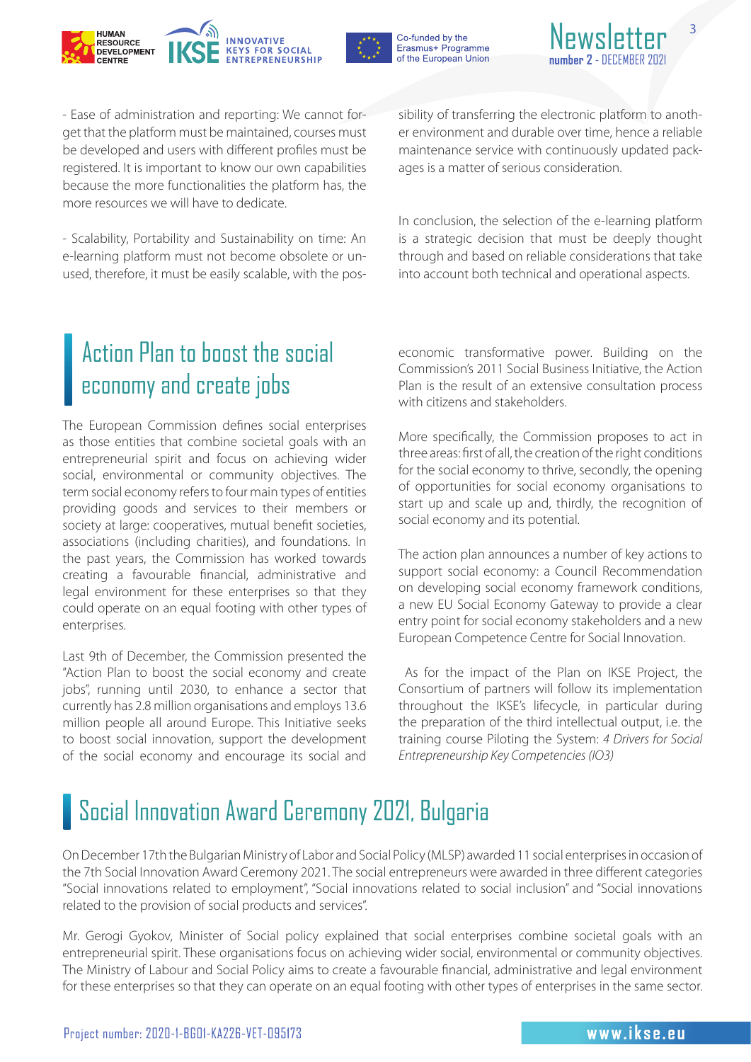- Ease of administration and reporting: We cannot forget that the platform must be maintained, courses must be developed and users with different profiles must be registered. It is important to know our own capabilities because the more functionalities the platform has, the more resources we will have to dedicate.

- Scalability, Portability and Sustainability on time: An e-learning platform must not become obsolete or unused, therefore, it must be easily scalable, with the possibility of transferring the electronic platform to another environment and durable over time, hence a reliable maintenance service with continuously updated packages is a matter of serious consideration.

In conclusion, the selection of the e-learning platform is a strategic decision that must be deeply thought through and based on reliable considerations that take into account both technical and operational aspects.

## Action Plan to boost the social economy and create jobs

The European Commission defines social enterprises as those entities that combine societal goals with an entrepreneurial spirit and focus on achieving wider social, environmental or community objectives. The term social economy refers to four main types of entities providing goods and services to their members or society at large: cooperatives, mutual benefit societies, associations (including charities), and foundations. In the past years, the Commission has worked towards creating a favourable financial, administrative and legal environment for these enterprises so that they could operate on an equal footing with other types of enterprises.

Last 9th of December, the Commission presented the "Action Plan to boost the social economy and create jobs", running until 2030, to enhance a sector that currently has 2.8 million organisations and employs 13.6 million people all around Europe. This Initiative seeks to boost social innovation, support the development of the social economy and encourage its social and economic transformative power. Building on the Commission's 2011 Social Business Initiative, the Action Plan is the result of an extensive consultation process with citizens and stakeholders.

More specifically, the Commission proposes to act in three areas: first of all, the creation of the right conditions for the social economy to thrive, secondly, the opening of opportunities for social economy organisations to start up and scale up and, thirdly, the recognition of social economy and its potential.

The action plan announces a number of key actions to support social economy: a Council Recommendation on developing social economy framework conditions, a new EU Social Economy Gateway to provide a clear entry point for social economy stakeholders and a new European Competence Centre for Social Innovation.

As for the impact of the Plan on IKSE Project, the Consortium of partners will follow its implementation throughout the IKSE's lifecycle, in particular during the preparation of the third intellectual output, i.e. the training course Piloting the System: *4 Drivers for Social Entrepreneurship Key Competencies (IO3)*

## Social Innovation Award Ceremony 2021, Bulgaria

On December 17th the Bulgarian Ministry of Labor and Social Policy (MLSP) awarded 11 social enterprises in occasion of the 7th Social Innovation Award Ceremony 2021. The social entrepreneurs were awarded in three different categories "Social innovations related to employment", "Social innovations related to social inclusion" and "Social innovations related to the provision of social products and services".

Mr. Gerogi Gyokov, Minister of Social policy explained that social enterprises combine societal goals with an entrepreneurial spirit. These organisations focus on achieving wider social, environmental or community objectives. The Ministry of Labour and Social Policy aims to create a favourable financial, administrative and legal environment for these enterprises so that they can operate on an equal footing with other types of enterprises in the same sector.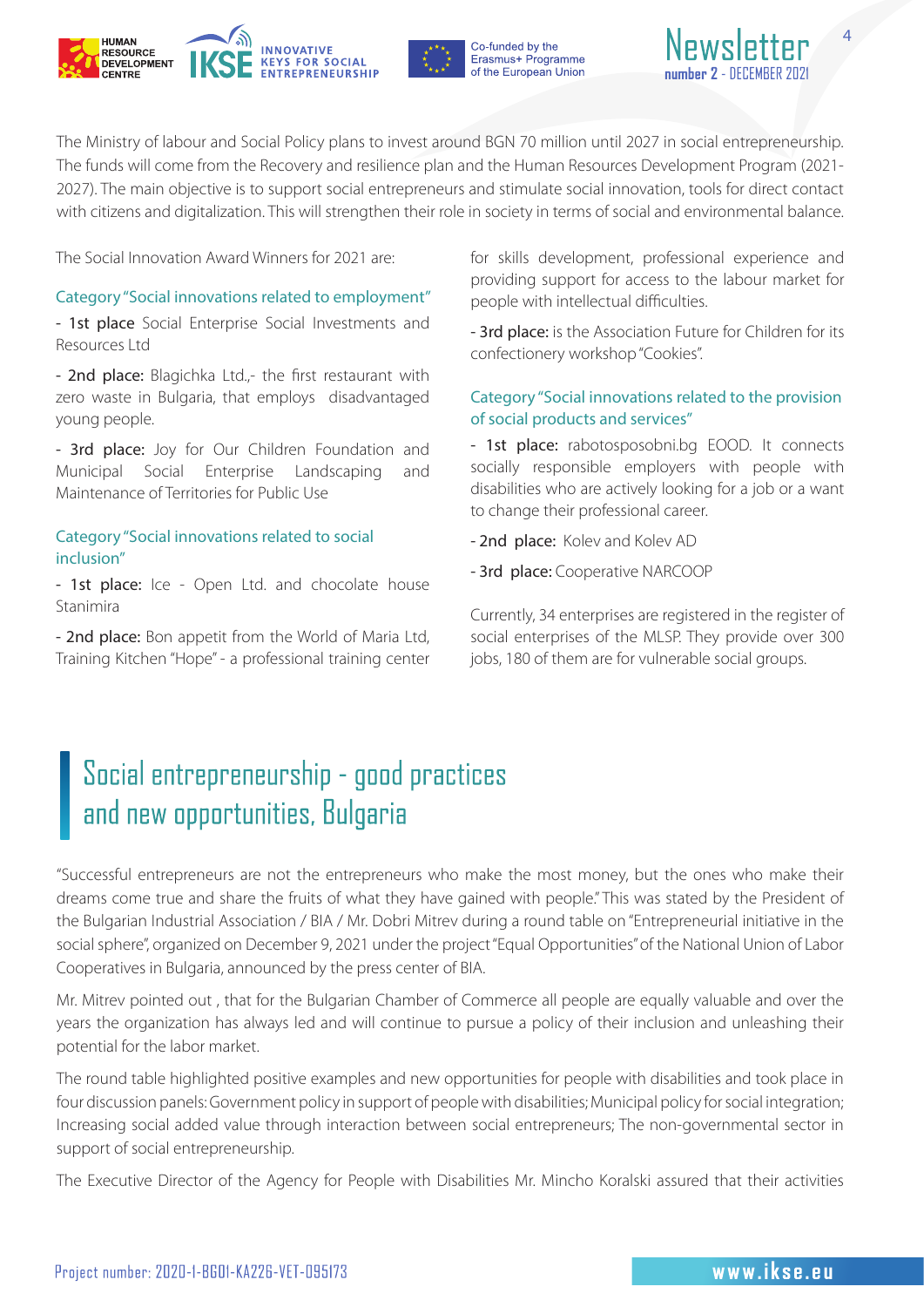The Ministry of labour and Social Policy plans to invest around BGN 70 million until 2027 in social entrepreneurship. The funds will come from the Recovery and resilience plan and the Human Resources Development Program (2021-2027). The main objective is to support social entrepreneurs and stimulate social innovation, tools for direct contact with citizens and digitalization. This will strengthen their role in society in terms of social and environmental balance.

The Social Innovation Award Winners for 2021 are:

### Category "Social innovations related to employment"

- **1st place** Social Enterprise Social Investments and Resources Ltd
- **2nd place:** Blagichka Ltd.,- the first restaurant with zero waste in Bulgaria, that employs disadvantaged young people.
- **3rd place:** Joy for Our Children Foundation and Municipal Social Enterprise Landscaping and Maintenance of Territories for Public Use

### Category "Social innovations related to social inclusion"

- **1st place:** Ice - Open Ltd. and chocolate house Stanimira
- **2nd place:** Bon appetit from the World of Maria Ltd, Training Kitchen "Hope" - a professional training center for skills development, professional experience and providing support for access to the labour market for people with intellectual difficulties.
- **3rd place:** is the Association Future for Children for its confectionery workshop "Cookies".

### Category "Social innovations related to the provision of social products and services"

- **1st place:** rabotosposobni.bg EOOD. It connects socially responsible employers with people with disabilities who are actively looking for a job or a want to change their professional career.
- **2nd place:** Kolev and Kolev AD
- **3rd place:** Cooperative NARCOOP

Currently, 34 enterprises are registered in the register of social enterprises of the MLSP. They provide over 300 jobs, 180 of them are for vulnerable social groups.

## Social entrepreneurship - good practices and new opportunities, Bulgaria

"Successful entrepreneurs are not the entrepreneurs who make the most money, but the ones who make their dreams come true and share the fruits of what they have gained with people." This was stated by the President of the Bulgarian Industrial Association / BIA / Mr. Dobri Mitrev during a round table on "Entrepreneurial initiative in the social sphere", organized on December 9, 2021 under the project "Equal Opportunities" of the National Union of Labor Cooperatives in Bulgaria, announced by the press center of BIA.

Mr. Mitrev pointed out , that for the Bulgarian Chamber of Commerce all people are equally valuable and over the years the organization has always led and will continue to pursue a policy of their inclusion and unleashing their potential for the labor market.

The round table highlighted positive examples and new opportunities for people with disabilities and took place in four discussion panels: Government policy in support of people with disabilities; Municipal policy for social integration; Increasing social added value through interaction between social entrepreneurs; The non-governmental sector in support of social entrepreneurship.

The Executive Director of the Agency for People with Disabilities Mr. Mincho Koralski assured that their activities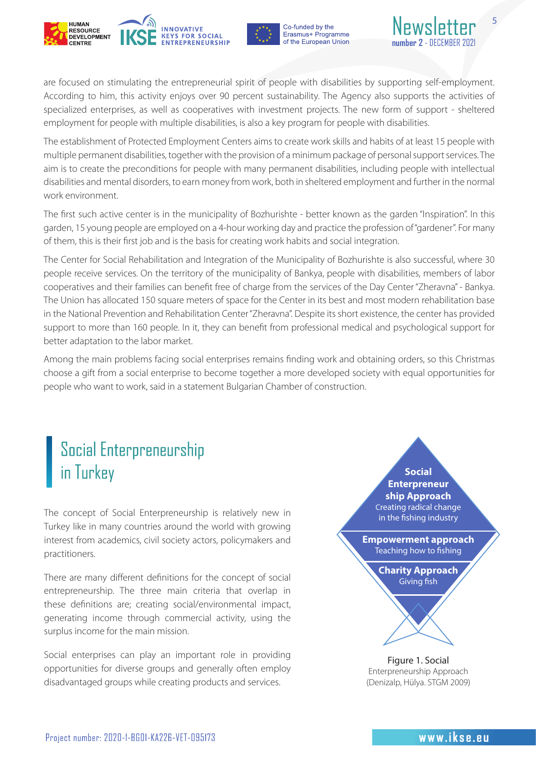are focused on stimulating the entrepreneurial spirit of people with disabilities by supporting self-employment. According to him, this activity enjoys over 90 percent sustainability. The Agency also supports the activities of specialized enterprises, as well as cooperatives with investment projects. The new form of support - sheltered employment for people with multiple disabilities, is also a key program for people with disabilities.

The establishment of Protected Employment Centers aims to create work skills and habits of at least 15 people with multiple permanent disabilities, together with the provision of a minimum package of personal support services. The aim is to create the preconditions for people with many permanent disabilities, including people with intellectual disabilities and mental disorders, to earn money from work, both in sheltered employment and further in the normal work environment.

The first such active center is in the municipality of Bozhurishte - better known as the garden "Inspiration". In this garden, 15 young people are employed on a 4-hour working day and practice the profession of "gardener". For many of them, this is their first job and is the basis for creating work habits and social integration.

The Center for Social Rehabilitation and Integration of the Municipality of Bozhurishte is also successful, where 30 people receive services. On the territory of the municipality of Bankya, people with disabilities, members of labor cooperatives and their families can benefit free of charge from the services of the Day Center "Zheravna" - Bankya. The Union has allocated 150 square meters of space for the Center in its best and most modern rehabilitation base in the National Prevention and Rehabilitation Center "Zheravna". Despite its short existence, the center has provided support to more than 160 people. In it, they can benefit from professional medical and psychological support for better adaptation to the labor market.

Among the main problems facing social enterprises remains finding work and obtaining orders, so this Christmas choose a gift from a social enterprise to become together a more developed society with equal opportunities for people who want to work, said in a statement Bulgarian Chamber of construction.

## Social Enterpreneurship in Turkey

The concept of Social Entrepreneurship is relatively new in Turkey like in many countries around the world with growing interest from academics, civil society actors, policymakers and practitioners.

There are many different definitions for the concept of social entrepreneurship. The three main criteria that overlap in these definitions are; creating social/environmental impact, generating income through commercial activity, using the surplus income for the main mission.

Social enterprises can play an important role in providing opportunities for diverse groups and generally often employ disadvantaged groups while creating products and services.

**Social Enterpreneur ship Approach**
Creating radical change in the fishing industry

**Empowerment approach**
Teaching how to fishing

**Charity Approach**
Giving fish

Figure 1. Social Enterpreneurship Approach (Denizalp, Hülya. STGM 2009)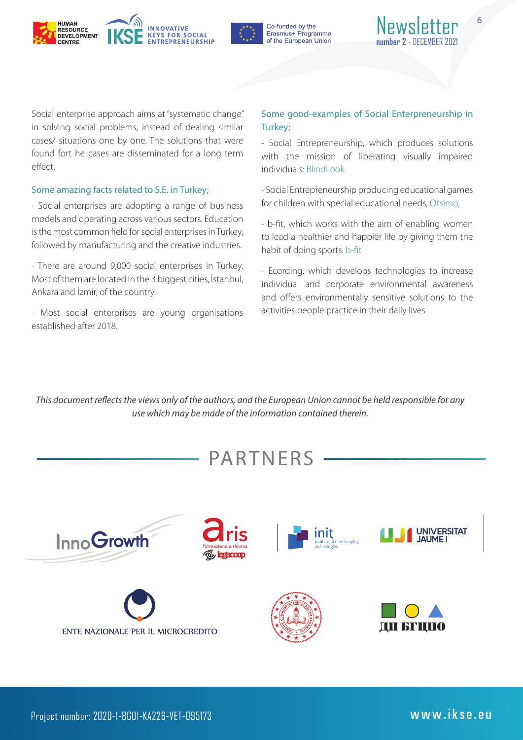Social enterprise approach aims at "systematic change" in solving social problems, instead of dealing similar cases/ situations one by one. The solutions that were found fort he cases are disseminated for a long term effect.

### Some amazing facts related to S.E. in Turkey;

- Social enterprises are adopting a range of business models and operating across various sectors. Education is the most common field for social enterprises in Turkey, followed by manufacturing and the creative industries.

- There are around 9,000 social enterprises in Turkey. Most of them are located in the 3 biggest cities, İstanbul, Ankara and İzmir, of the country.

- Most social enterprises are young organisations established after 2018.

### Some good-examples of Social Enterpreneurship in Turkey;

- Social Entrepreneurship, which produces solutions with the mission of liberating visually impaired individuals: BlindLook

- Social Entrepreneurship producing educational games for children with special educational needs, Otsimo,

- b-fit, which works with the aim of enabling women to lead a healthier and happier life by giving them the habit of doing sports. b-fit

- Ecording, which develops technologies to increase individual and corporate environmental awareness and offers environmentally sensitive solutions to the activities people practice in their daily lives

*This document reflects the views only of the authors, and the European Union cannot be held responsible for any use which may be made of the information contained therein.*

## PARTNERS

InnoGrowth

aris formazione e ricerca legacoop

init institute of new imaging technologies

UNIVERSITAT JAUME I

ENTE NAZIONALE PER IL MICROCREDITO

ДП БГЦПО

Project number: 2020-1-BG01-KA226-VET-095173

www.ikse.eu